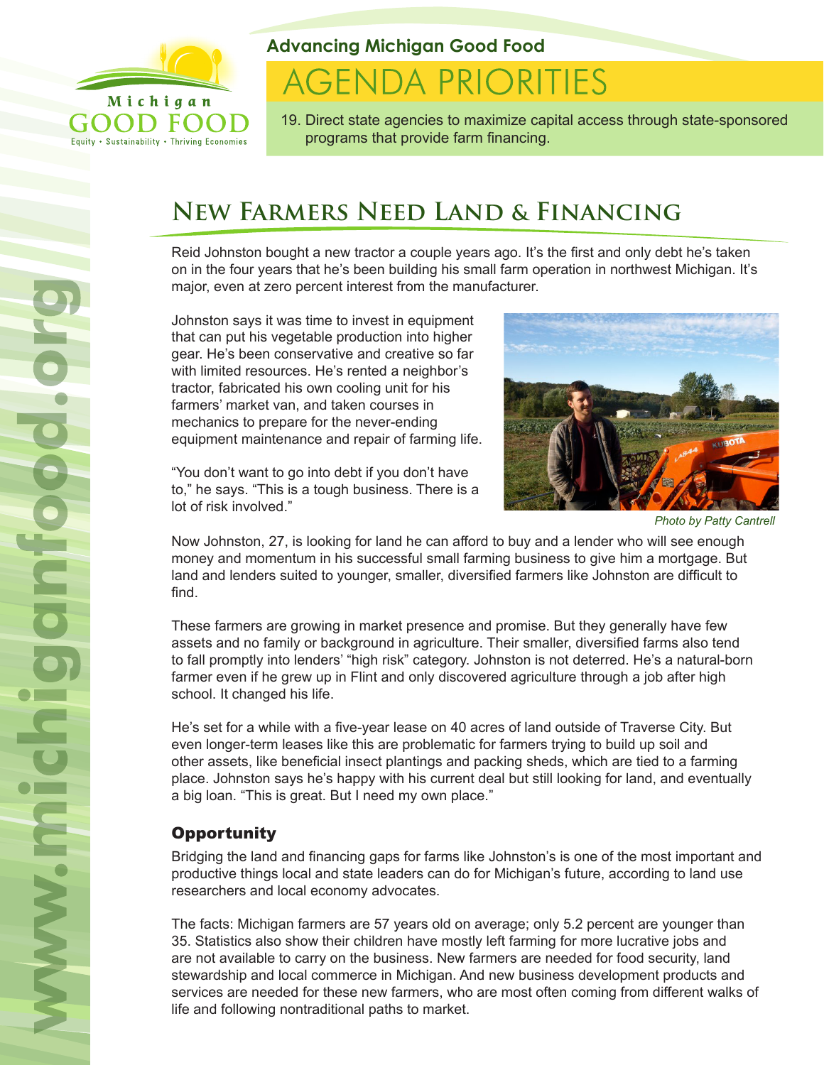Michigan GOOD FOOD

Equity • Sustainability • Thriving Economies

**Advancing Michigan Good Food**

# AGENDA PRIORITIES

19. Direct state agencies to maximize capital access through state-sponsored programs that provide farm financing.

## New Farmers Need Land & Financing

Reid Johnston bought a new tractor a couple years ago. It's the first and only debt he's taken on in the four years that he's been building his small farm operation in northwest Michigan. It's major, even at zero percent interest from the manufacturer.

Johnston says it was time to invest in equipment that can put his vegetable production into higher gear. He's been conservative and creative so far with limited resources. He's rented a neighbor's tractor, fabricated his own cooling unit for his farmers' market van, and taken courses in mechanics to prepare for the never-ending equipment maintenance and repair of farming life.

"You don't want to go into debt if you don't have to," he says. "This is a tough business. There is a lot of risk involved."

*Photo by Patty Cantrell*

Now Johnston, 27, is looking for land he can afford to buy and a lender who will see enough money and momentum in his successful small farming business to give him a mortgage. But land and lenders suited to younger, smaller, diversified farmers like Johnston are difficult to find.

These farmers are growing in market presence and promise. But they generally have few assets and no family or background in agriculture. Their smaller, diversified farms also tend to fall promptly into lenders' "high risk" category. Johnston is not deterred. He's a natural-born farmer even if he grew up in Flint and only discovered agriculture through a job after high school. It changed his life.

He's set for a while with a five-year lease on 40 acres of land outside of Traverse City. But even longer-term leases like this are problematic for farmers trying to build up soil and other assets, like beneficial insect plantings and packing sheds, which are tied to a farming place. Johnston says he's happy with his current deal but still looking for land, and eventually a big loan. "This is great. But I need my own place."

### Opportunity

Bridging the land and financing gaps for farms like Johnston's is one of the most important and productive things local and state leaders can do for Michigan's future, according to land use researchers and local economy advocates.

The facts: Michigan farmers are 57 years old on average; only 5.2 percent are younger than 35. Statistics also show their children have mostly left farming for more lucrative jobs and are not available to carry on the business. New farmers are needed for food security, land stewardship and local commerce in Michigan. And new business development products and services are needed for these new farmers, who are most often coming from different walks of life and following nontraditional paths to market.

www.michiganfood.org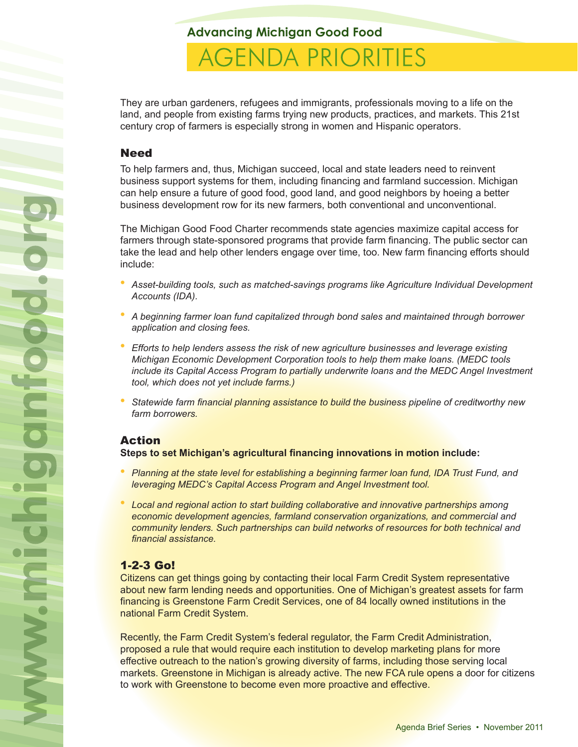## Advancing Michigan Good Food

# AGENDA PRIORITIES

They are urban gardeners, refugees and immigrants, professionals moving to a life on the land, and people from existing farms trying new products, practices, and markets. This 21st century crop of farmers is especially strong in women and Hispanic operators.

### Need

To help farmers and, thus, Michigan succeed, local and state leaders need to reinvent business support systems for them, including financing and farmland succession. Michigan can help ensure a future of good food, good land, and good neighbors by hoeing a better business development row for its new farmers, both conventional and unconventional.

The Michigan Good Food Charter recommends state agencies maximize capital access for farmers through state-sponsored programs that provide farm financing. The public sector can take the lead and help other lenders engage over time, too. New farm financing efforts should include:

- *Asset-building tools, such as matched-savings programs like Agriculture Individual Development Accounts (IDA).*
- *A beginning farmer loan fund capitalized through bond sales and maintained through borrower application and closing fees.*
- *Efforts to help lenders assess the risk of new agriculture businesses and leverage existing Michigan Economic Development Corporation tools to help them make loans. (MEDC tools include its Capital Access Program to partially underwrite loans and the MEDC Angel Investment tool, which does not yet include farms.)*
- *Statewide farm financial planning assistance to build the business pipeline of creditworthy new farm borrowers.*

### Action

**Steps to set Michigan's agricultural financing innovations in motion include:**

- *Planning at the state level for establishing a beginning farmer loan fund, IDA Trust Fund, and leveraging MEDC's Capital Access Program and Angel Investment tool.*
- *Local and regional action to start building collaborative and innovative partnerships among economic development agencies, farmland conservation organizations, and commercial and community lenders. Such partnerships can build networks of resources for both technical and financial assistance.*

### 1-2-3 Go!

Citizens can get things going by contacting their local Farm Credit System representative about new farm lending needs and opportunities. One of Michigan's greatest assets for farm financing is Greenstone Farm Credit Services, one of 84 locally owned institutions in the national Farm Credit System.

Recently, the Farm Credit System's federal regulator, the Farm Credit Administration, proposed a rule that would require each institution to develop marketing plans for more effective outreach to the nation's growing diversity of farms, including those serving local markets. Greenstone in Michigan is already active. The new FCA rule opens a door for citizens to work with Greenstone to become even more proactive and effective.

www.michiganfood.org

Agenda Brief Series • November 2011